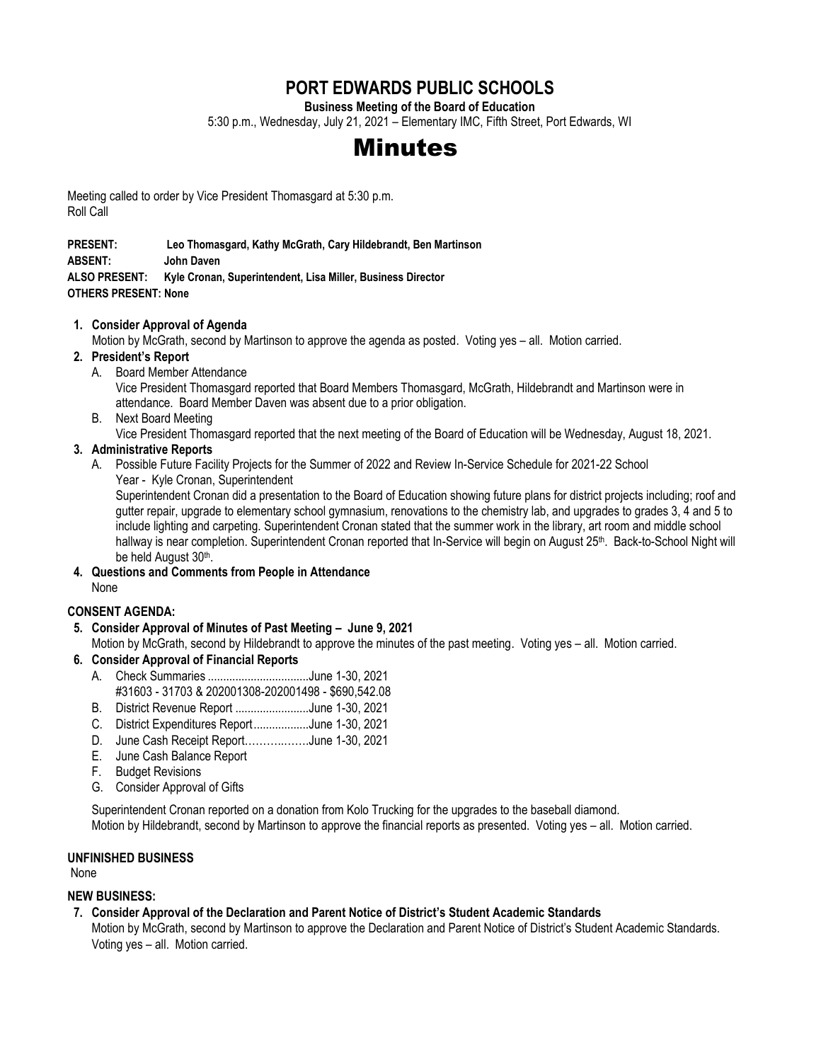# PORT EDWARDS PUBLIC SCHOOLS

**Business Meeting of the Board of Education**

5:30 p.m., Wednesday, July 21, 2021 – Elementary IMC, Fifth Street, Port Edwards, WI

# Minutes

Meeting called to order by Vice President Thomasgard at 5:30 p.m.
Roll Call

**PRESENT:** **Leo Thomasgard, Kathy McGrath, Cary Hildebrandt, Ben Martinson**
**ABSENT:** **John Daven**
**ALSO PRESENT:** **Kyle Cronan, Superintendent, Lisa Miller, Business Director**
**OTHERS PRESENT: None**

1. **Consider Approval of Agenda**
   Motion by McGrath, second by Martinson to approve the agenda as posted. Voting yes – all. Motion carried.
2. **President's Report**
   A. Board Member Attendance
   Vice President Thomasgard reported that Board Members Thomasgard, McGrath, Hildebrandt and Martinson were in attendance. Board Member Daven was absent due to a prior obligation.
   B. Next Board Meeting
   Vice President Thomasgard reported that the next meeting of the Board of Education will be Wednesday, August 18, 2021.
3. **Administrative Reports**
   A. Possible Future Facility Projects for the Summer of 2022 and Review In-Service Schedule for 2021-22 School Year - Kyle Cronan, Superintendent
   Superintendent Cronan did a presentation to the Board of Education showing future plans for district projects including; roof and gutter repair, upgrade to elementary school gymnasium, renovations to the chemistry lab, and upgrades to grades 3, 4 and 5 to include lighting and carpeting. Superintendent Cronan stated that the summer work in the library, art room and middle school hallway is near completion. Superintendent Cronan reported that In-Service will begin on August 25th. Back-to-School Night will be held August 30th.
4. **Questions and Comments from People in Attendance**
   None

**CONSENT AGENDA:**

5. **Consider Approval of Minutes of Past Meeting – June 9, 2021**
   Motion by McGrath, second by Hildebrandt to approve the minutes of the past meeting. Voting yes – all. Motion carried.
6. **Consider Approval of Financial Reports**
   A. Check Summaries .................................June 1-30, 2021
   #31603 - 31703 & 202001308-202001498 - $690,542.08
   B. District Revenue Report ........................June 1-30, 2021
   C. District Expenditures Report..................June 1-30, 2021
   D. June Cash Receipt Report……….…….June 1-30, 2021
   E. June Cash Balance Report
   F. Budget Revisions
   G. Consider Approval of Gifts

   Superintendent Cronan reported on a donation from Kolo Trucking for the upgrades to the baseball diamond.
   Motion by Hildebrandt, second by Martinson to approve the financial reports as presented. Voting yes – all. Motion carried.

**UNFINISHED BUSINESS**

None

**NEW BUSINESS:**

7. **Consider Approval of the Declaration and Parent Notice of District's Student Academic Standards**
   Motion by McGrath, second by Martinson to approve the Declaration and Parent Notice of District's Student Academic Standards. Voting yes – all. Motion carried.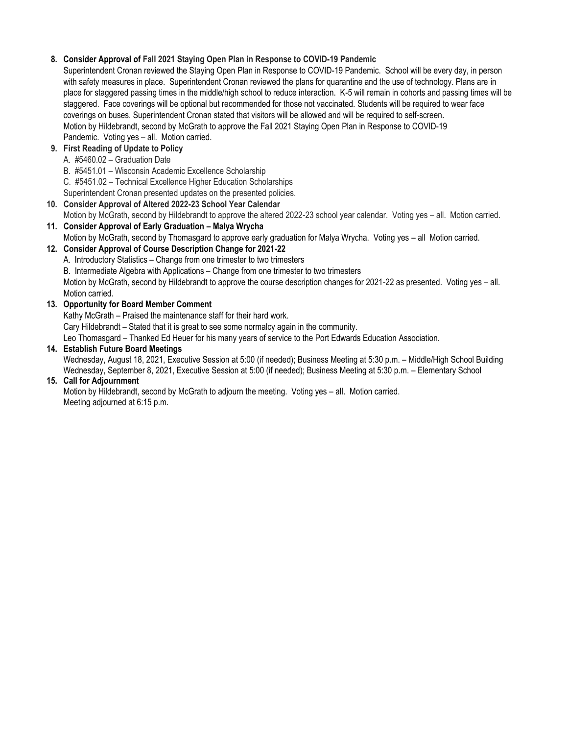**8. Consider Approval of Fall 2021 Staying Open Plan in Response to COVID-19 Pandemic**

Superintendent Cronan reviewed the Staying Open Plan in Response to COVID-19 Pandemic. School will be every day, in person with safety measures in place. Superintendent Cronan reviewed the plans for quarantine and the use of technology. Plans are in place for staggered passing times in the middle/high school to reduce interaction. K-5 will remain in cohorts and passing times will be staggered. Face coverings will be optional but recommended for those not vaccinated. Students will be required to wear face coverings on buses. Superintendent Cronan stated that visitors will be allowed and will be required to self-screen.
Motion by Hildebrandt, second by McGrath to approve the Fall 2021 Staying Open Plan in Response to COVID-19 Pandemic. Voting yes – all. Motion carried.

**9. First Reading of Update to Policy**

A. #5460.02 – Graduation Date
B. #5451.01 – Wisconsin Academic Excellence Scholarship
C. #5451.02 – Technical Excellence Higher Education Scholarships
Superintendent Cronan presented updates on the presented policies.

**10. Consider Approval of Altered 2022-23 School Year Calendar**

Motion by McGrath, second by Hildebrandt to approve the altered 2022-23 school year calendar. Voting yes – all. Motion carried.

**11. Consider Approval of Early Graduation – Malya Wrycha**

Motion by McGrath, second by Thomasgard to approve early graduation for Malya Wrycha. Voting yes – all Motion carried.

**12. Consider Approval of Course Description Change for 2021-22**

A. Introductory Statistics – Change from one trimester to two trimesters
B. Intermediate Algebra with Applications – Change from one trimester to two trimesters
Motion by McGrath, second by Hildebrandt to approve the course description changes for 2021-22 as presented. Voting yes – all. Motion carried.

**13. Opportunity for Board Member Comment**

Kathy McGrath – Praised the maintenance staff for their hard work.
Cary Hildebrandt – Stated that it is great to see some normalcy again in the community.
Leo Thomasgard – Thanked Ed Heuer for his many years of service to the Port Edwards Education Association.

**14. Establish Future Board Meetings**

Wednesday, August 18, 2021, Executive Session at 5:00 (if needed); Business Meeting at 5:30 p.m. – Middle/High School Building
Wednesday, September 8, 2021, Executive Session at 5:00 (if needed); Business Meeting at 5:30 p.m. – Elementary School

**15. Call for Adjournment**

Motion by Hildebrandt, second by McGrath to adjourn the meeting. Voting yes – all. Motion carried.
Meeting adjourned at 6:15 p.m.